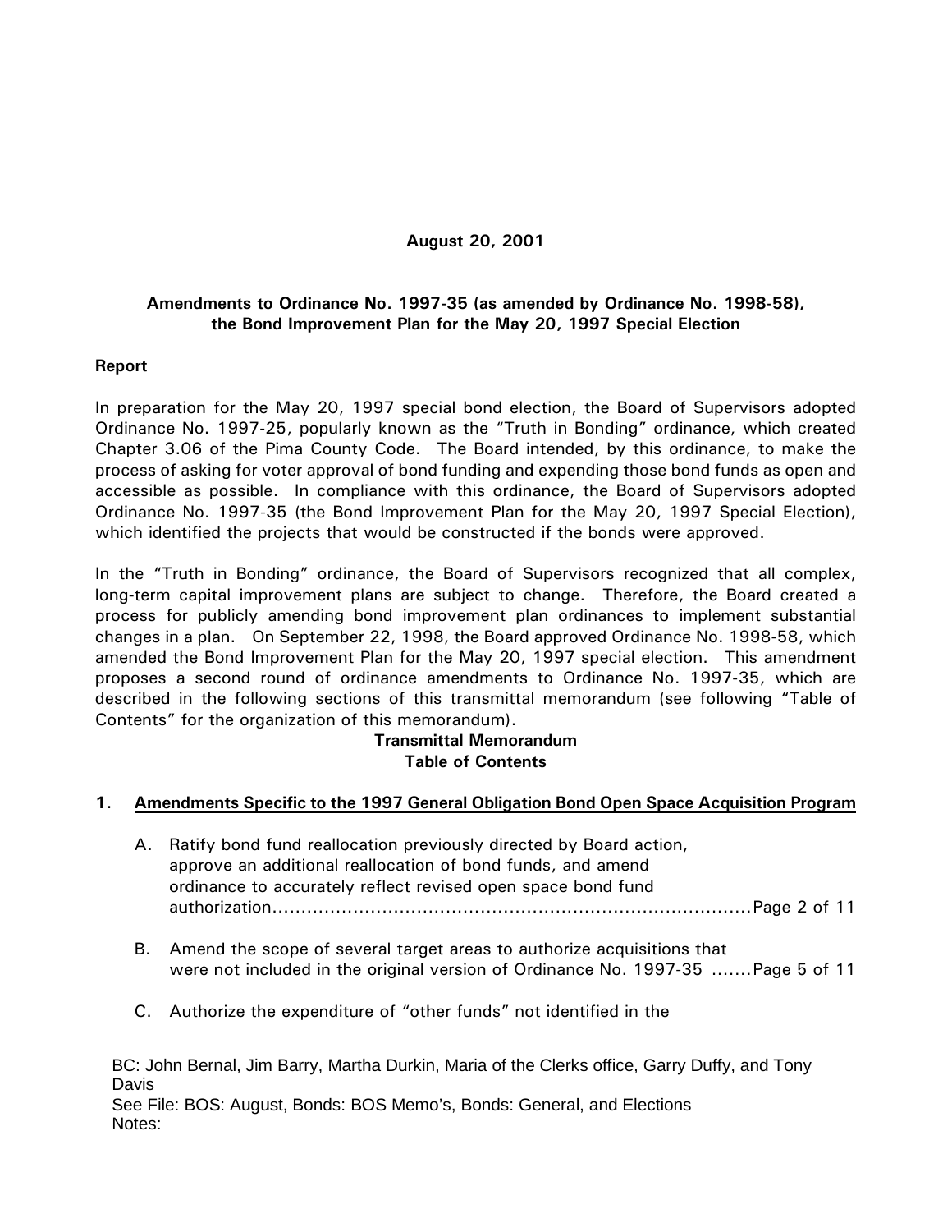**August 20, 2001**

**Amendments to Ordinance No. 1997-35 (as amended by Ordinance No. 1998-58), the Bond Improvement Plan for the May 20, 1997 Special Election**

**Report**

In preparation for the May 20, 1997 special bond election, the Board of Supervisors adopted Ordinance No. 1997-25, popularly known as the "Truth in Bonding" ordinance, which created Chapter 3.06 of the Pima County Code. The Board intended, by this ordinance, to make the process of asking for voter approval of bond funding and expending those bond funds as open and accessible as possible. In compliance with this ordinance, the Board of Supervisors adopted Ordinance No. 1997-35 (the Bond Improvement Plan for the May 20, 1997 Special Election), which identified the projects that would be constructed if the bonds were approved.

In the "Truth in Bonding" ordinance, the Board of Supervisors recognized that all complex, long-term capital improvement plans are subject to change. Therefore, the Board created a process for publicly amending bond improvement plan ordinances to implement substantial changes in a plan. On September 22, 1998, the Board approved Ordinance No. 1998-58, which amended the Bond Improvement Plan for the May 20, 1997 special election. This amendment proposes a second round of ordinance amendments to Ordinance No. 1997-35, which are described in the following sections of this transmittal memorandum (see following "Table of Contents" for the organization of this memorandum).

**Transmittal Memorandum**
**Table of Contents**

1. **Amendments Specific to the 1997 General Obligation Bond Open Space Acquisition Program**

   A. Ratify bond fund reallocation previously directed by Board action, approve an additional reallocation of bond funds, and amend ordinance to accurately reflect revised open space bond fund authorization....................................................Page 2 of 11

   B. Amend the scope of several target areas to authorize acquisitions that were not included in the original version of Ordinance No. 1997-35 .......Page 5 of 11

   C. Authorize the expenditure of "other funds" not identified in the

BC: John Bernal, Jim Barry, Martha Durkin, Maria of the Clerks office, Garry Duffy, and Tony Davis
See File: BOS: August, Bonds: BOS Memo's, Bonds: General, and Elections
Notes: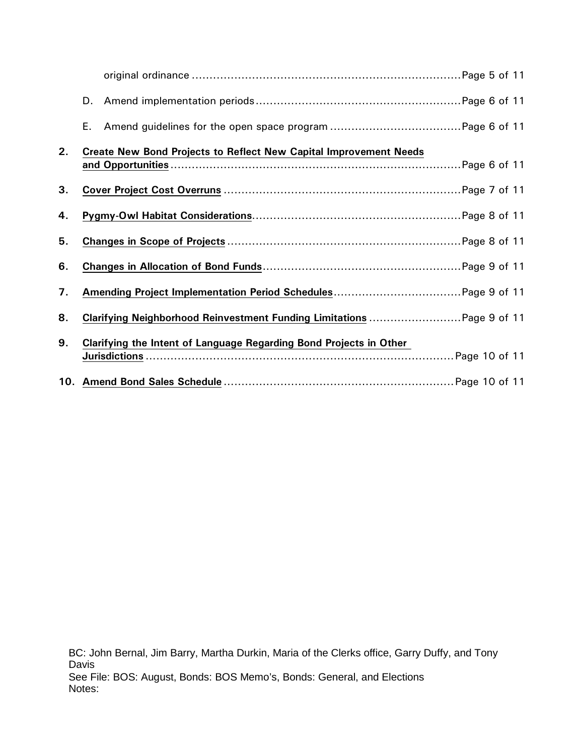original ordinance ............................................................................ Page 5 of 11

D. Amend implementation periods ......................................................... Page 6 of 11

E. Amend guidelines for the open space program .................................... Page 6 of 11

2. **Create New Bond Projects to Reflect New Capital Improvement Needs and Opportunities** ................................................................................. Page 6 of 11

3. **Cover Project Cost Overruns** .................................................................. Page 7 of 11

4. **Pygmy-Owl Habitat Considerations** .......................................................... Page 8 of 11

5. **Changes in Scope of Projects** .................................................................. Page 8 of 11

6. **Changes in Allocation of Bond Funds** ....................................................... Page 9 of 11

7. **Amending Project Implementation Period Schedules** ................................... Page 9 of 11

8. **Clarifying Neighborhood Reinvestment Funding Limitations** .......................... Page 9 of 11

9. **Clarifying the Intent of Language Regarding Bond Projects in Other Jurisdictions** ...................................................................................... Page 10 of 11

10. **Amend Bond Sales Schedule** ................................................................. Page 10 of 11

BC: John Bernal, Jim Barry, Martha Durkin, Maria of the Clerks office, Garry Duffy, and Tony Davis
See File: BOS: August, Bonds: BOS Memo's, Bonds: General, and Elections
Notes: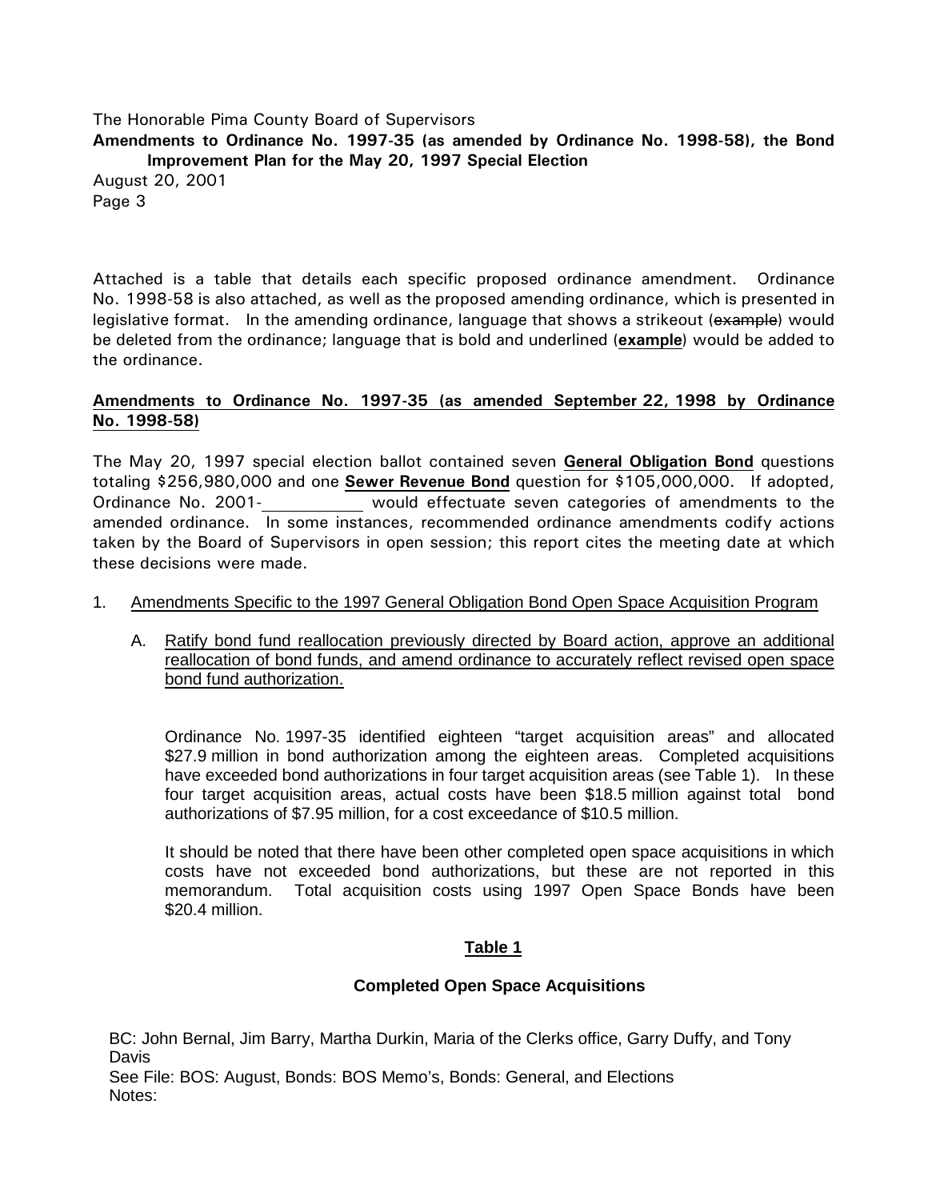Attached is a table that details each specific proposed ordinance amendment. Ordinance No. 1998-58 is also attached, as well as the proposed amending ordinance, which is presented in legislative format. In the amending ordinance, language that shows a strikeout (~~example~~) would be deleted from the ordinance; language that is bold and underlined (**<u>example</u>**) would be added to the ordinance.

**<u>Amendments to Ordinance No. 1997-35 (as amended September 22, 1998 by Ordinance No. 1998-58)</u>**

The May 20, 1997 special election ballot contained seven **<u>General Obligation Bond</u>** questions totaling $256,980,000 and one **<u>Sewer Revenue Bond</u>** question for $105,000,000. If adopted, Ordinance No. 2001-\_\_\_\_\_\_\_\_\_\_ would effectuate seven categories of amendments to the amended ordinance. In some instances, recommended ordinance amendments codify actions taken by the Board of Supervisors in open session; this report cites the meeting date at which these decisions were made.

1. <u>Amendments Specific to the 1997 General Obligation Bond Open Space Acquisition Program</u>

   A. <u>Ratify bond fund reallocation previously directed by Board action, approve an additional reallocation of bond funds, and amend ordinance to accurately reflect revised open space bond fund authorization.</u>

   Ordinance No. 1997-35 identified eighteen "target acquisition areas" and allocated $27.9 million in bond authorization among the eighteen areas. Completed acquisitions have exceeded bond authorizations in four target acquisition areas (see Table 1). In these four target acquisition areas, actual costs have been $18.5 million against total bond authorizations of $7.95 million, for a cost exceedance of $10.5 million.

   It should be noted that there have been other completed open space acquisitions in which costs have not exceeded bond authorizations, but these are not reported in this memorandum. Total acquisition costs using 1997 Open Space Bonds have been $20.4 million.

**<u>Table 1</u>**

**Completed Open Space Acquisitions**

BC: John Bernal, Jim Barry, Martha Durkin, Maria of the Clerks office, Garry Duffy, and Tony Davis
See File: BOS: August, Bonds: BOS Memo's, Bonds: General, and Elections
Notes: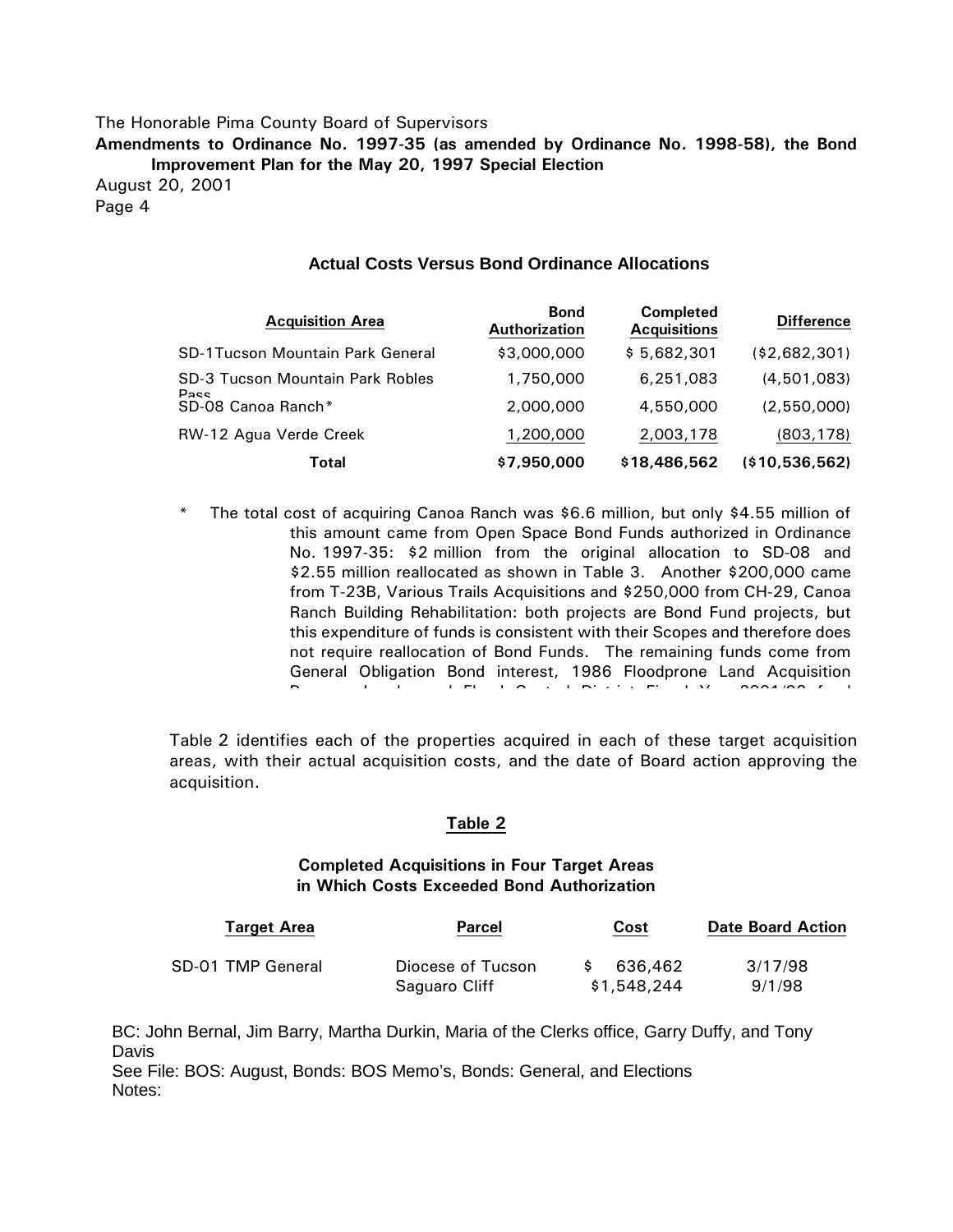### Actual Costs Versus Bond Ordinance Allocations

| Acquisition Area | Bond Authorization | Completed Acquisitions | Difference |
|---|---|---|---|
| SD-1Tucson Mountain Park General | $3,000,000 | $ 5,682,301 | ($2,682,301) |
| SD-3 Tucson Mountain Park Robles Pass | 1,750,000 | 6,251,083 | (4,501,083) |
| SD-08 Canoa Ranch* | 2,000,000 | 4,550,000 | (2,550,000) |
| RW-12 Agua Verde Creek | 1,200,000 | 2,003,178 | (803,178) |
| **Total** | **$7,950,000** | **$18,486,562** | **($10,536,562)** |

\* The total cost of acquiring Canoa Ranch was $6.6 million, but only $4.55 million of this amount came from Open Space Bond Funds authorized in Ordinance No. 1997-35: $2 million from the original allocation to SD-08 and $2.55 million reallocated as shown in Table 3. Another $200,000 came from T-23B, Various Trails Acquisitions and $250,000 from CH-29, Canoa Ranch Building Rehabilitation: both projects are Bond Fund projects, but this expenditure of funds is consistent with their Scopes and therefore does not require reallocation of Bond Funds. The remaining funds come from General Obligation Bond interest, 1986 Floodprone Land Acquisition

Table 2 identifies each of the properties acquired in each of these target acquisition areas, with their actual acquisition costs, and the date of Board action approving the acquisition.

**Table 2**

**Completed Acquisitions in Four Target Areas in Which Costs Exceeded Bond Authorization**

| Target Area | Parcel | Cost | Date Board Action |
|---|---|---|---|
| SD-01 TMP General | Diocese of Tucson | $ 636,462 | 3/17/98 |
| | Saguaro Cliff | $1,548,244 | 9/1/98 |

BC: John Bernal, Jim Barry, Martha Durkin, Maria of the Clerks office, Garry Duffy, and Tony Davis

See File: BOS: August, Bonds: BOS Memo's, Bonds: General, and Elections

Notes: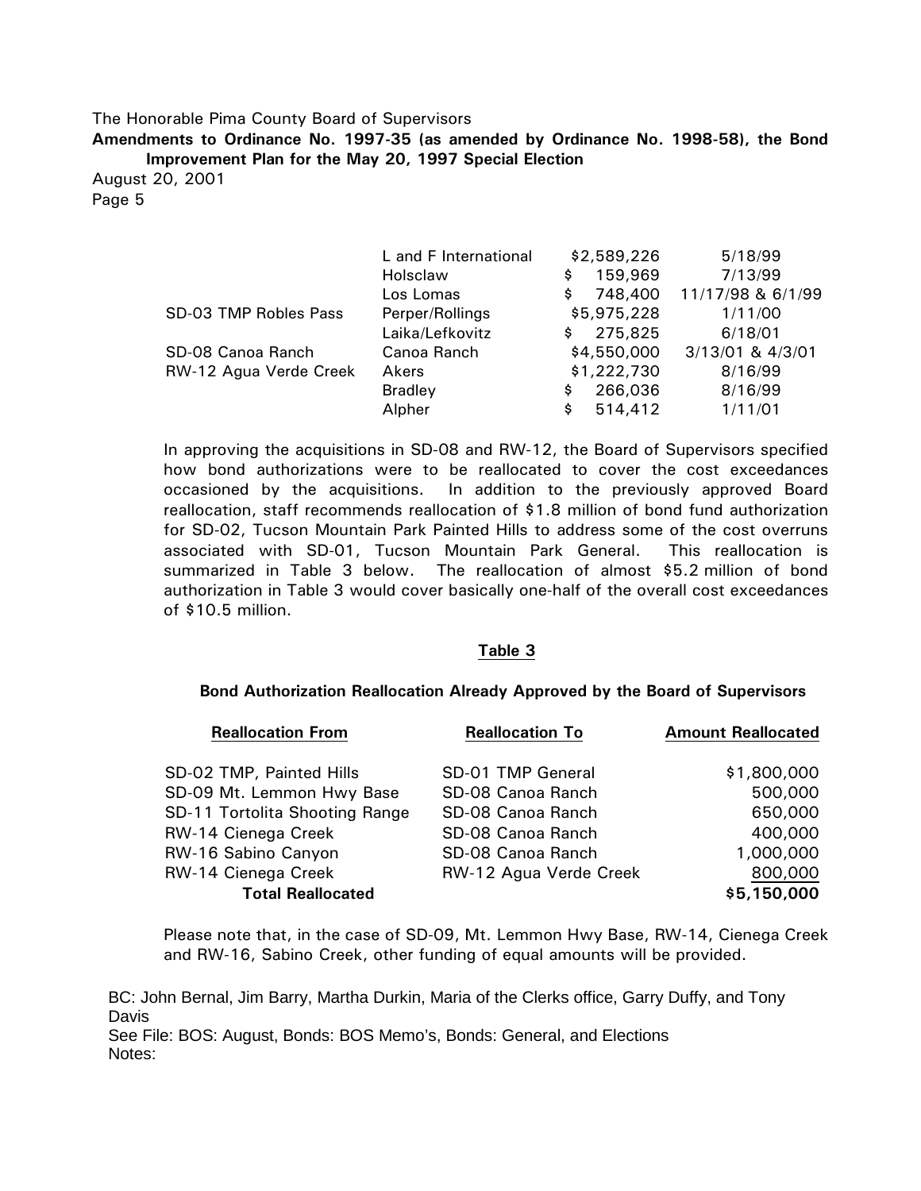| | | | |
|---|---|---|---|
| | L and F International | \$2,589,226 | 5/18/99 |
| | Holsclaw | \$ 159,969 | 7/13/99 |
| | Los Lomas | \$ 748,400 | 11/17/98 & 6/1/99 |
| SD-03 TMP Robles Pass | Perper/Rollings | \$5,975,228 | 1/11/00 |
| | Laika/Lefkovitz | \$ 275,825 | 6/18/01 |
| SD-08 Canoa Ranch | Canoa Ranch | \$4,550,000 | 3/13/01 & 4/3/01 |
| RW-12 Agua Verde Creek | Akers | \$1,222,730 | 8/16/99 |
| | Bradley | \$ 266,036 | 8/16/99 |
| | Alpher | \$ 514,412 | 1/11/01 |

In approving the acquisitions in SD-08 and RW-12, the Board of Supervisors specified how bond authorizations were to be reallocated to cover the cost exceedances occasioned by the acquisitions. In addition to the previously approved Board reallocation, staff recommends reallocation of \$1.8 million of bond fund authorization for SD-02, Tucson Mountain Park Painted Hills to address some of the cost overruns associated with SD-01, Tucson Mountain Park General. This reallocation is summarized in Table 3 below. The reallocation of almost \$5.2 million of bond authorization in Table 3 would cover basically one-half of the overall cost exceedances of \$10.5 million.

**Table 3**

**Bond Authorization Reallocation Already Approved by the Board of Supervisors**

| Reallocation From | Reallocation To | Amount Reallocated |
|---|---|---|
| SD-02 TMP, Painted Hills | SD-01 TMP General | \$1,800,000 |
| SD-09 Mt. Lemmon Hwy Base | SD-08 Canoa Ranch | 500,000 |
| SD-11 Tortolita Shooting Range | SD-08 Canoa Ranch | 650,000 |
| RW-14 Cienega Creek | SD-08 Canoa Ranch | 400,000 |
| RW-16 Sabino Canyon | SD-08 Canoa Ranch | 1,000,000 |
| RW-14 Cienega Creek | RW-12 Agua Verde Creek | 800,000 |
| **Total Reallocated** | | **\$5,150,000** |

Please note that, in the case of SD-09, Mt. Lemmon Hwy Base, RW-14, Cienega Creek and RW-16, Sabino Creek, other funding of equal amounts will be provided.

BC: John Bernal, Jim Barry, Martha Durkin, Maria of the Clerks office, Garry Duffy, and Tony Davis
See File: BOS: August, Bonds: BOS Memo's, Bonds: General, and Elections
Notes: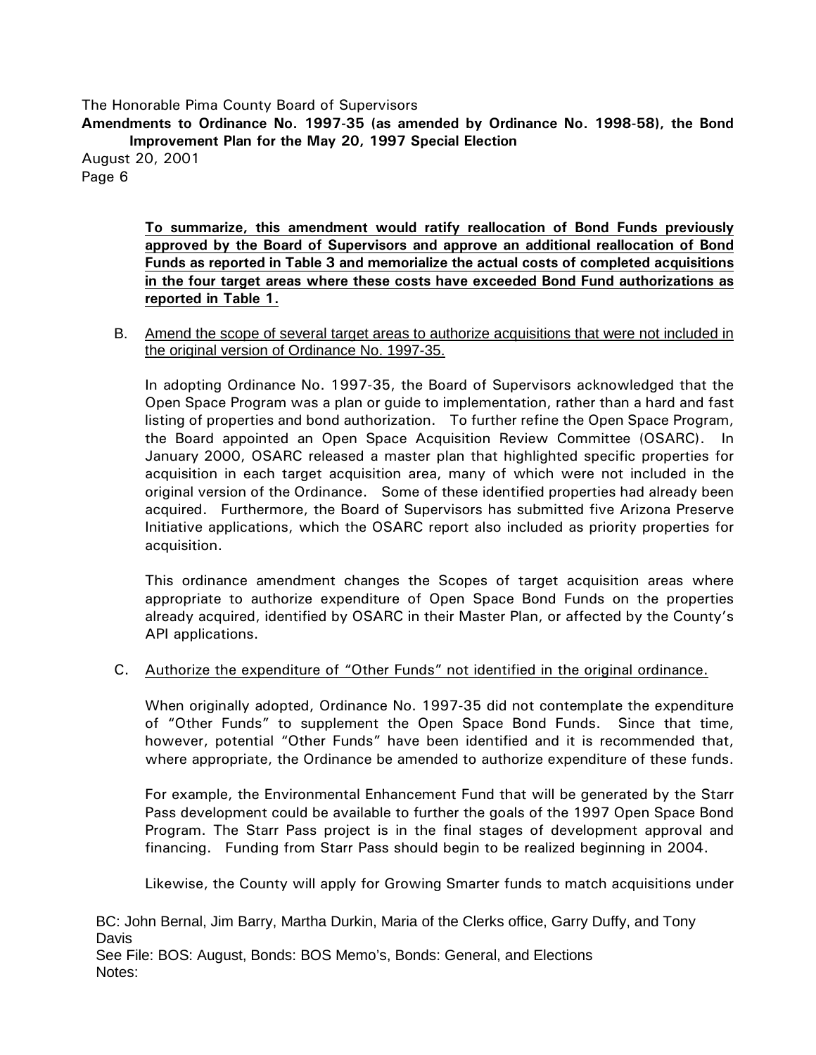**To summarize, this amendment would ratify reallocation of Bond Funds previously approved by the Board of Supervisors and approve an additional reallocation of Bond Funds as reported in Table 3 and memorialize the actual costs of completed acquisitions in the four target areas where these costs have exceeded Bond Fund authorizations as reported in Table 1.**

B. Amend the scope of several target areas to authorize acquisitions that were not included in the original version of Ordinance No. 1997-35.

In adopting Ordinance No. 1997-35, the Board of Supervisors acknowledged that the Open Space Program was a plan or guide to implementation, rather than a hard and fast listing of properties and bond authorization. To further refine the Open Space Program, the Board appointed an Open Space Acquisition Review Committee (OSARC). In January 2000, OSARC released a master plan that highlighted specific properties for acquisition in each target acquisition area, many of which were not included in the original version of the Ordinance. Some of these identified properties had already been acquired. Furthermore, the Board of Supervisors has submitted five Arizona Preserve Initiative applications, which the OSARC report also included as priority properties for acquisition.

This ordinance amendment changes the Scopes of target acquisition areas where appropriate to authorize expenditure of Open Space Bond Funds on the properties already acquired, identified by OSARC in their Master Plan, or affected by the County's API applications.

C. Authorize the expenditure of "Other Funds" not identified in the original ordinance.

When originally adopted, Ordinance No. 1997-35 did not contemplate the expenditure of "Other Funds" to supplement the Open Space Bond Funds. Since that time, however, potential "Other Funds" have been identified and it is recommended that, where appropriate, the Ordinance be amended to authorize expenditure of these funds.

For example, the Environmental Enhancement Fund that will be generated by the Starr Pass development could be available to further the goals of the 1997 Open Space Bond Program. The Starr Pass project is in the final stages of development approval and financing. Funding from Starr Pass should begin to be realized beginning in 2004.

Likewise, the County will apply for Growing Smarter funds to match acquisitions under

BC: John Bernal, Jim Barry, Martha Durkin, Maria of the Clerks office, Garry Duffy, and Tony Davis
See File: BOS: August, Bonds: BOS Memo's, Bonds: General, and Elections
Notes: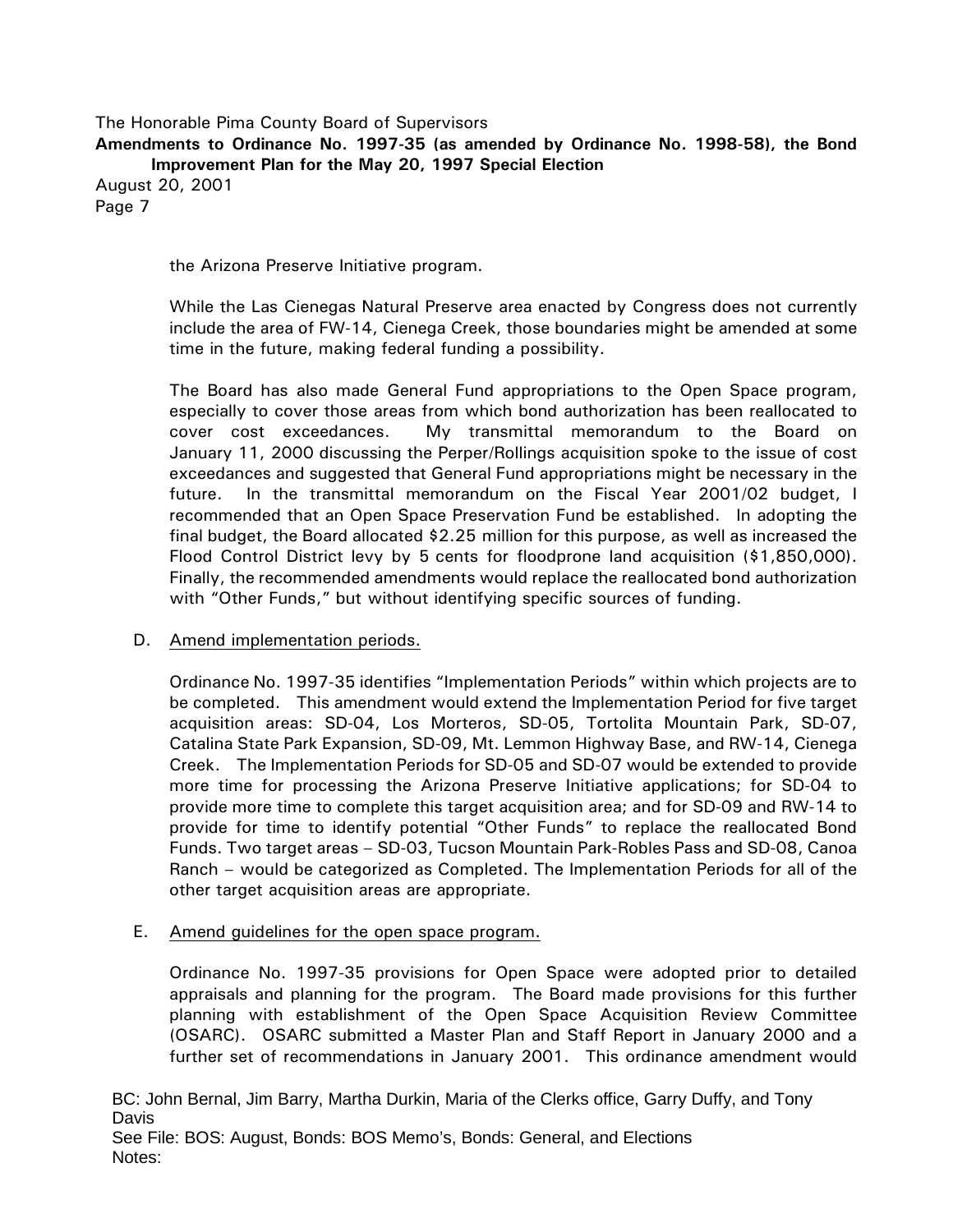the Arizona Preserve Initiative program.

While the Las Cienegas Natural Preserve area enacted by Congress does not currently include the area of FW-14, Cienega Creek, those boundaries might be amended at some time in the future, making federal funding a possibility.

The Board has also made General Fund appropriations to the Open Space program, especially to cover those areas from which bond authorization has been reallocated to cover cost exceedances. My transmittal memorandum to the Board on January 11, 2000 discussing the Perper/Rollings acquisition spoke to the issue of cost exceedances and suggested that General Fund appropriations might be necessary in the future. In the transmittal memorandum on the Fiscal Year 2001/02 budget, I recommended that an Open Space Preservation Fund be established. In adopting the final budget, the Board allocated $2.25 million for this purpose, as well as increased the Flood Control District levy by 5 cents for floodprone land acquisition ($1,850,000). Finally, the recommended amendments would replace the reallocated bond authorization with "Other Funds," but without identifying specific sources of funding.

D. Amend implementation periods.

Ordinance No. 1997-35 identifies "Implementation Periods" within which projects are to be completed. This amendment would extend the Implementation Period for five target acquisition areas: SD-04, Los Morteros, SD-05, Tortolita Mountain Park, SD-07, Catalina State Park Expansion, SD-09, Mt. Lemmon Highway Base, and RW-14, Cienega Creek. The Implementation Periods for SD-05 and SD-07 would be extended to provide more time for processing the Arizona Preserve Initiative applications; for SD-04 to provide more time to complete this target acquisition area; and for SD-09 and RW-14 to provide for time to identify potential "Other Funds" to replace the reallocated Bond Funds. Two target areas – SD-03, Tucson Mountain Park-Robles Pass and SD-08, Canoa Ranch – would be categorized as Completed. The Implementation Periods for all of the other target acquisition areas are appropriate.

E. Amend guidelines for the open space program.

Ordinance No. 1997-35 provisions for Open Space were adopted prior to detailed appraisals and planning for the program. The Board made provisions for this further planning with establishment of the Open Space Acquisition Review Committee (OSARC). OSARC submitted a Master Plan and Staff Report in January 2000 and a further set of recommendations in January 2001. This ordinance amendment would

BC: John Bernal, Jim Barry, Martha Durkin, Maria of the Clerks office, Garry Duffy, and Tony Davis
See File: BOS: August, Bonds: BOS Memo's, Bonds: General, and Elections
Notes: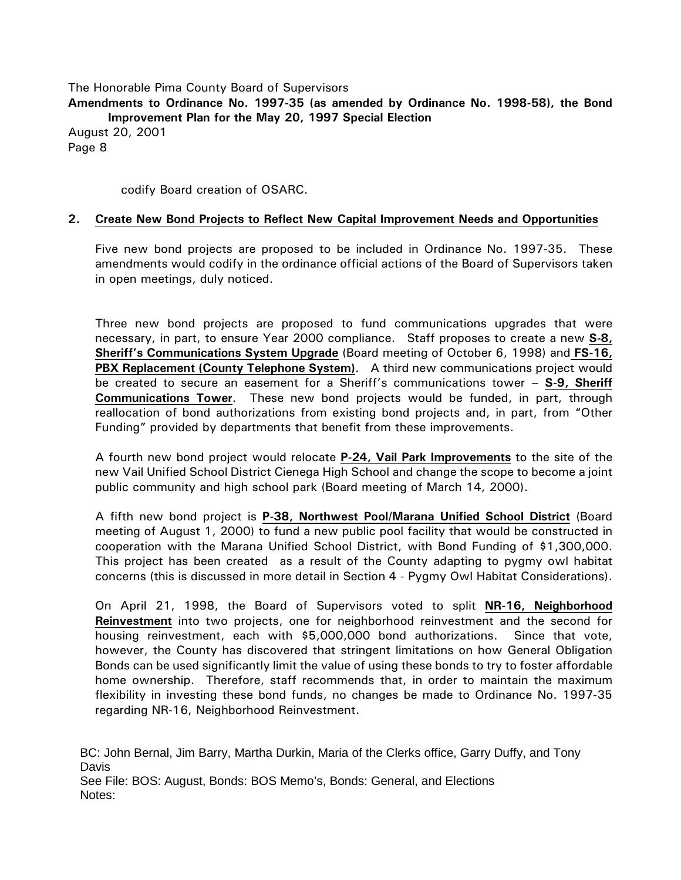codify Board creation of OSARC.

## 2. Create New Bond Projects to Reflect New Capital Improvement Needs and Opportunities

Five new bond projects are proposed to be included in Ordinance No. 1997-35. These amendments would codify in the ordinance official actions of the Board of Supervisors taken in open meetings, duly noticed.

Three new bond projects are proposed to fund communications upgrades that were necessary, in part, to ensure Year 2000 compliance. Staff proposes to create a new **S-8, Sheriff's Communications System Upgrade** (Board meeting of October 6, 1998) and **FS-16, PBX Replacement (County Telephone System)**. A third new communications project would be created to secure an easement for a Sheriff's communications tower – **S-9, Sheriff Communications Tower**. These new bond projects would be funded, in part, through reallocation of bond authorizations from existing bond projects and, in part, from "Other Funding" provided by departments that benefit from these improvements.

A fourth new bond project would relocate **P-24, Vail Park Improvements** to the site of the new Vail Unified School District Cienega High School and change the scope to become a joint public community and high school park (Board meeting of March 14, 2000).

A fifth new bond project is **P-38, Northwest Pool/Marana Unified School District** (Board meeting of August 1, 2000) to fund a new public pool facility that would be constructed in cooperation with the Marana Unified School District, with Bond Funding of $1,300,000. This project has been created as a result of the County adapting to pygmy owl habitat concerns (this is discussed in more detail in Section 4 - Pygmy Owl Habitat Considerations).

On April 21, 1998, the Board of Supervisors voted to split **NR-16, Neighborhood Reinvestment** into two projects, one for neighborhood reinvestment and the second for housing reinvestment, each with $5,000,000 bond authorizations. Since that vote, however, the County has discovered that stringent limitations on how General Obligation Bonds can be used significantly limit the value of using these bonds to try to foster affordable home ownership. Therefore, staff recommends that, in order to maintain the maximum flexibility in investing these bond funds, no changes be made to Ordinance No. 1997-35 regarding NR-16, Neighborhood Reinvestment.

BC: John Bernal, Jim Barry, Martha Durkin, Maria of the Clerks office, Garry Duffy, and Tony Davis
See File: BOS: August, Bonds: BOS Memo's, Bonds: General, and Elections
Notes: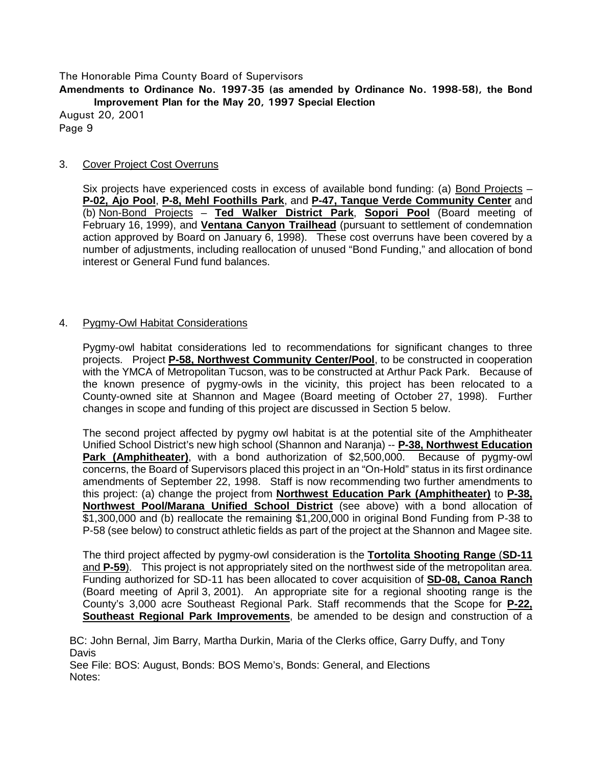3. Cover Project Cost Overruns

   Six projects have experienced costs in excess of available bond funding: (a) Bond Projects – **P-02, Ajo Pool**, **P-8, Mehl Foothills Park**, and **P-47, Tanque Verde Community Center** and (b) Non-Bond Projects – **Ted Walker District Park**, **Sopori Pool** (Board meeting of February 16, 1999), and **Ventana Canyon Trailhead** (pursuant to settlement of condemnation action approved by Board on January 6, 1998). These cost overruns have been covered by a number of adjustments, including reallocation of unused "Bond Funding," and allocation of bond interest or General Fund fund balances.

4. Pygmy-Owl Habitat Considerations

   Pygmy-owl habitat considerations led to recommendations for significant changes to three projects. Project **P-58, Northwest Community Center/Pool**, to be constructed in cooperation with the YMCA of Metropolitan Tucson, was to be constructed at Arthur Pack Park. Because of the known presence of pygmy-owls in the vicinity, this project has been relocated to a County-owned site at Shannon and Magee (Board meeting of October 27, 1998). Further changes in scope and funding of this project are discussed in Section 5 below.

   The second project affected by pygmy owl habitat is at the potential site of the Amphitheater Unified School District's new high school (Shannon and Naranja) -- **P-38, Northwest Education Park (Amphitheater)**, with a bond authorization of $2,500,000. Because of pygmy-owl concerns, the Board of Supervisors placed this project in an "On-Hold" status in its first ordinance amendments of September 22, 1998. Staff is now recommending two further amendments to this project: (a) change the project from **Northwest Education Park (Amphitheater)** to **P-38, Northwest Pool/Marana Unified School District** (see above) with a bond allocation of $1,300,000 and (b) reallocate the remaining $1,200,000 in original Bond Funding from P-38 to P-58 (see below) to construct athletic fields as part of the project at the Shannon and Magee site.

   The third project affected by pygmy-owl consideration is the **Tortolita Shooting Range (SD-11 and P-59)**. This project is not appropriately sited on the northwest side of the metropolitan area. Funding authorized for SD-11 has been allocated to cover acquisition of **SD-08, Canoa Ranch** (Board meeting of April 3, 2001). An appropriate site for a regional shooting range is the County's 3,000 acre Southeast Regional Park. Staff recommends that the Scope for **P-22, Southeast Regional Park Improvements**, be amended to be design and construction of a

BC: John Bernal, Jim Barry, Martha Durkin, Maria of the Clerks office, Garry Duffy, and Tony Davis
See File: BOS: August, Bonds: BOS Memo's, Bonds: General, and Elections
Notes: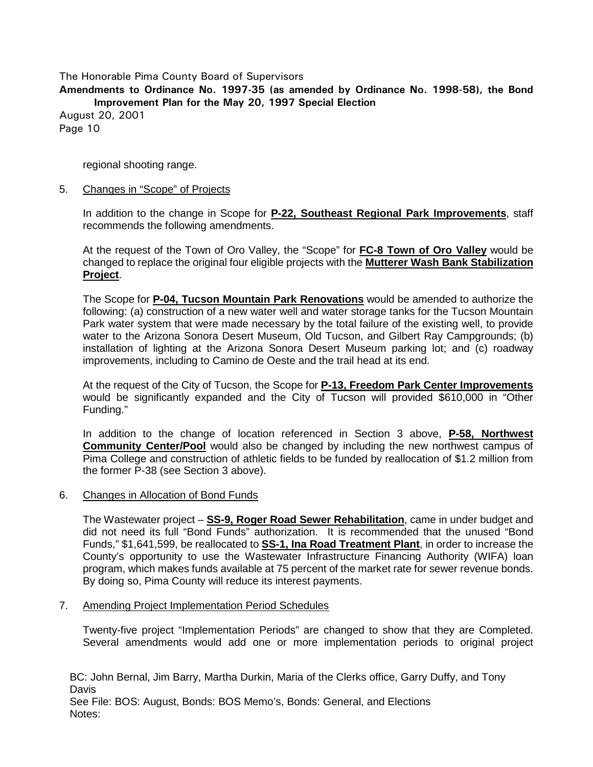regional shooting range.

5. Changes in "Scope" of Projects

   In addition to the change in Scope for **P-22, Southeast Regional Park Improvements**, staff recommends the following amendments.

   At the request of the Town of Oro Valley, the "Scope" for **FC-8 Town of Oro Valley** would be changed to replace the original four eligible projects with the **Mutterer Wash Bank Stabilization Project**.

   The Scope for **P-04, Tucson Mountain Park Renovations** would be amended to authorize the following: (a) construction of a new water well and water storage tanks for the Tucson Mountain Park water system that were made necessary by the total failure of the existing well, to provide water to the Arizona Sonora Desert Museum, Old Tucson, and Gilbert Ray Campgrounds; (b) installation of lighting at the Arizona Sonora Desert Museum parking lot; and (c) roadway improvements, including to Camino de Oeste and the trail head at its end.

   At the request of the City of Tucson, the Scope for **P-13, Freedom Park Center Improvements** would be significantly expanded and the City of Tucson will provided $610,000 in "Other Funding."

   In addition to the change of location referenced in Section 3 above, **P-58, Northwest Community Center/Pool** would also be changed by including the new northwest campus of Pima College and construction of athletic fields to be funded by reallocation of $1.2 million from the former P-38 (see Section 3 above).

6. Changes in Allocation of Bond Funds

   The Wastewater project – **SS-9, Roger Road Sewer Rehabilitation**, came in under budget and did not need its full "Bond Funds" authorization. It is recommended that the unused "Bond Funds," $1,641,599, be reallocated to **SS-1, Ina Road Treatment Plant**, in order to increase the County's opportunity to use the Wastewater Infrastructure Financing Authority (WIFA) loan program, which makes funds available at 75 percent of the market rate for sewer revenue bonds. By doing so, Pima County will reduce its interest payments.

7. Amending Project Implementation Period Schedules

   Twenty-five project "Implementation Periods" are changed to show that they are Completed. Several amendments would add one or more implementation periods to original project

BC: John Bernal, Jim Barry, Martha Durkin, Maria of the Clerks office, Garry Duffy, and Tony Davis
See File: BOS: August, Bonds: BOS Memo's, Bonds: General, and Elections
Notes: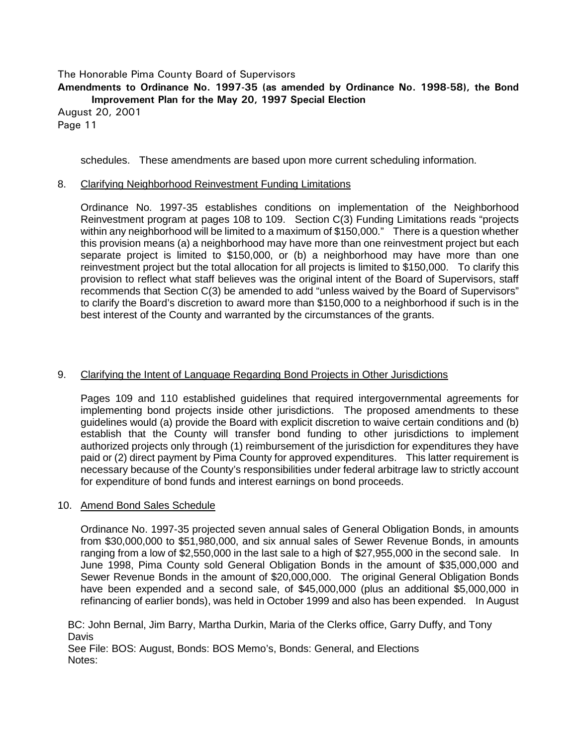schedules. These amendments are based upon more current scheduling information.

8. Clarifying Neighborhood Reinvestment Funding Limitations

   Ordinance No. 1997-35 establishes conditions on implementation of the Neighborhood Reinvestment program at pages 108 to 109. Section C(3) Funding Limitations reads "projects within any neighborhood will be limited to a maximum of $150,000." There is a question whether this provision means (a) a neighborhood may have more than one reinvestment project but each separate project is limited to $150,000, or (b) a neighborhood may have more than one reinvestment project but the total allocation for all projects is limited to $150,000. To clarify this provision to reflect what staff believes was the original intent of the Board of Supervisors, staff recommends that Section C(3) be amended to add "unless waived by the Board of Supervisors" to clarify the Board's discretion to award more than $150,000 to a neighborhood if such is in the best interest of the County and warranted by the circumstances of the grants.

9. Clarifying the Intent of Language Regarding Bond Projects in Other Jurisdictions

   Pages 109 and 110 established guidelines that required intergovernmental agreements for implementing bond projects inside other jurisdictions. The proposed amendments to these guidelines would (a) provide the Board with explicit discretion to waive certain conditions and (b) establish that the County will transfer bond funding to other jurisdictions to implement authorized projects only through (1) reimbursement of the jurisdiction for expenditures they have paid or (2) direct payment by Pima County for approved expenditures. This latter requirement is necessary because of the County's responsibilities under federal arbitrage law to strictly account for expenditure of bond funds and interest earnings on bond proceeds.

10. Amend Bond Sales Schedule

    Ordinance No. 1997-35 projected seven annual sales of General Obligation Bonds, in amounts from $30,000,000 to $51,980,000, and six annual sales of Sewer Revenue Bonds, in amounts ranging from a low of $2,550,000 in the last sale to a high of $27,955,000 in the second sale. In June 1998, Pima County sold General Obligation Bonds in the amount of $35,000,000 and Sewer Revenue Bonds in the amount of $20,000,000. The original General Obligation Bonds have been expended and a second sale, of $45,000,000 (plus an additional $5,000,000 in refinancing of earlier bonds), was held in October 1999 and also has been expended. In August

BC: John Bernal, Jim Barry, Martha Durkin, Maria of the Clerks office, Garry Duffy, and Tony Davis
See File: BOS: August, Bonds: BOS Memo's, Bonds: General, and Elections
Notes: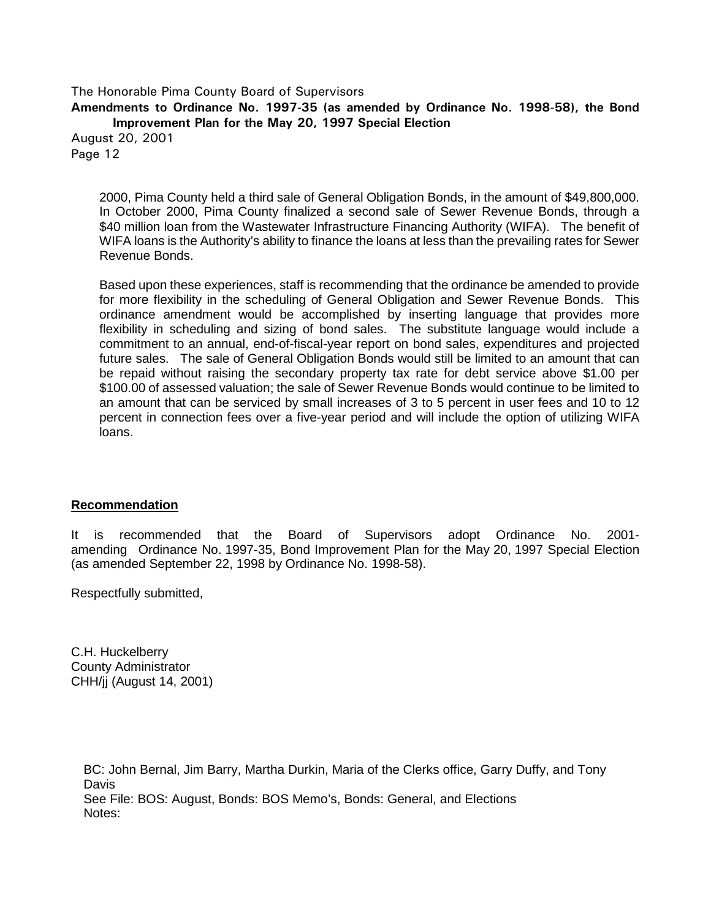2000, Pima County held a third sale of General Obligation Bonds, in the amount of $49,800,000. In October 2000, Pima County finalized a second sale of Sewer Revenue Bonds, through a $40 million loan from the Wastewater Infrastructure Financing Authority (WIFA). The benefit of WIFA loans is the Authority's ability to finance the loans at less than the prevailing rates for Sewer Revenue Bonds.

Based upon these experiences, staff is recommending that the ordinance be amended to provide for more flexibility in the scheduling of General Obligation and Sewer Revenue Bonds. This ordinance amendment would be accomplished by inserting language that provides more flexibility in scheduling and sizing of bond sales. The substitute language would include a commitment to an annual, end-of-fiscal-year report on bond sales, expenditures and projected future sales. The sale of General Obligation Bonds would still be limited to an amount that can be repaid without raising the secondary property tax rate for debt service above $1.00 per $100.00 of assessed valuation; the sale of Sewer Revenue Bonds would continue to be limited to an amount that can be serviced by small increases of 3 to 5 percent in user fees and 10 to 12 percent in connection fees over a five-year period and will include the option of utilizing WIFA loans.

## Recommendation

It is recommended that the Board of Supervisors adopt Ordinance No. 2001- amending Ordinance No. 1997-35, Bond Improvement Plan for the May 20, 1997 Special Election (as amended September 22, 1998 by Ordinance No. 1998-58).

Respectfully submitted,

C.H. Huckelberry
County Administrator
CHH/jj (August 14, 2001)

BC: John Bernal, Jim Barry, Martha Durkin, Maria of the Clerks office, Garry Duffy, and Tony Davis
See File: BOS: August, Bonds: BOS Memo's, Bonds: General, and Elections
Notes: